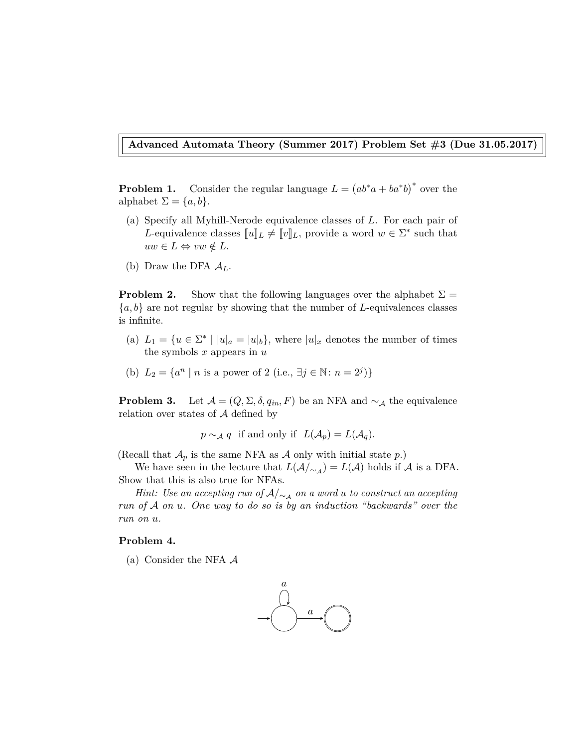**Advanced Automata Theory (Summer 2017) Problem Set #3 (Due 31.05.2017)**

**Problem 1.** Consider the regular language $L = \big(ab^*a + ba^*b\big)^*$ over the alphabet $\Sigma = \{a, b\}$.

(a) Specify all Myhill-Nerode equivalence classes of $L$. For each pair of $L$-equivalence classes $[\![u]\!]_L \neq [\![v]\!]_L$, provide a word $w \in \Sigma^*$ such that $uw \in L \Leftrightarrow vw \notin L$.

(b) Draw the DFA $\mathcal{A}_L$.

**Problem 2.** Show that the following languages over the alphabet $\Sigma = \{a, b\}$ are not regular by showing that the number of $L$-equivalences classes is infinite.

(a) $L_1 = \{u \in \Sigma^* \mid |u|_a = |u|_b\}$, where $|u|_x$ denotes the number of times the symbols $x$ appears in $u$

(b) $L_2 = \{a^n \mid n \text{ is a power of 2 (i.e., } \exists j \in \mathbb{N} \colon n = 2^j)\}$

**Problem 3.** Let $\mathcal{A} = (Q, \Sigma, \delta, q_{in}, F)$ be an NFA and $\sim_{\mathcal{A}}$ the equivalence relation over states of $\mathcal{A}$ defined by

$$p \sim_{\mathcal{A}} q \ \text{ if and only if } \ L(\mathcal{A}_p) = L(\mathcal{A}_q).$$

(Recall that $\mathcal{A}_p$ is the same NFA as $\mathcal{A}$ only with initial state $p$.)

We have seen in the lecture that $L(\mathcal{A}/_{\sim_{\mathcal{A}}}) = L(\mathcal{A})$ holds if $\mathcal{A}$ is a DFA. Show that this is also true for NFAs.

*Hint: Use an accepting run of $\mathcal{A}/_{\sim_{\mathcal{A}}}$ on a word $u$ to construct an accepting run of $\mathcal{A}$ on $u$. One way to do so is by an induction "backwards" over the run on $u$.*

**Problem 4.**

(a) Consider the NFA $\mathcal{A}$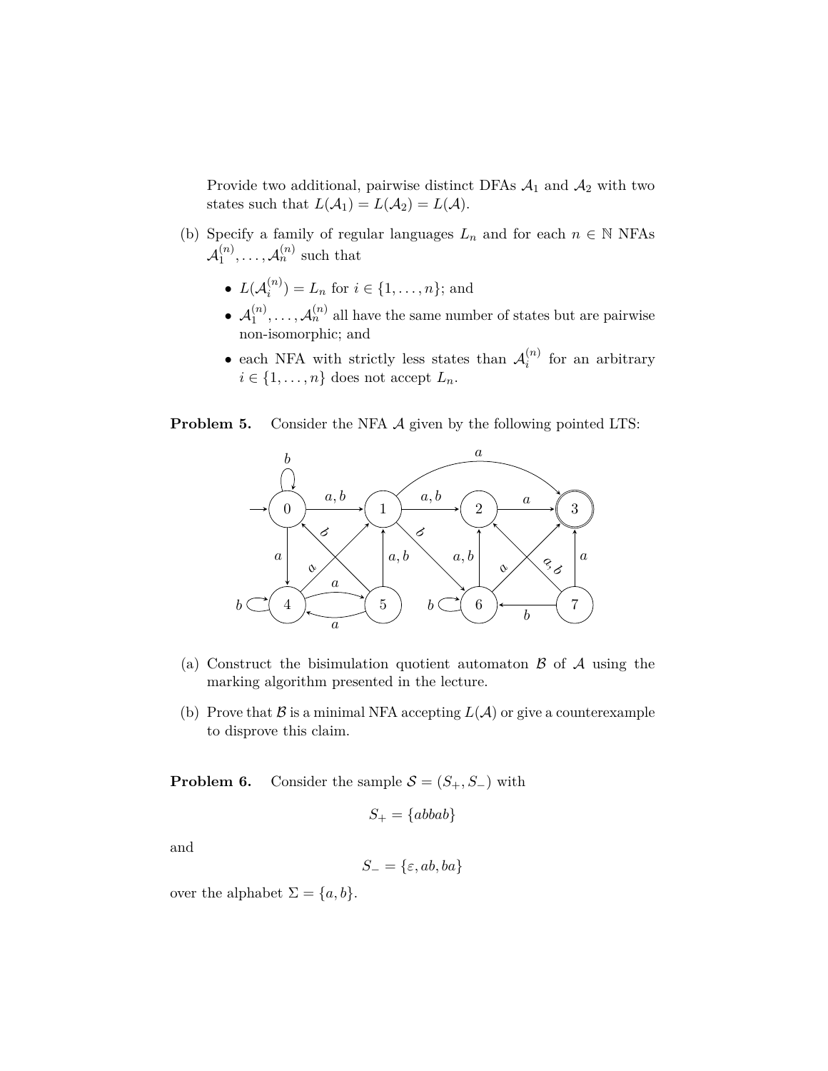Provide two additional, pairwise distinct DFAs $\mathcal{A}_1$ and $\mathcal{A}_2$ with two states such that $L(\mathcal{A}_1) = L(\mathcal{A}_2) = L(\mathcal{A})$.

(b) Specify a family of regular languages $L_n$ and for each $n \in \mathbb{N}$ NFAs $\mathcal{A}_1^{(n)}, \ldots, \mathcal{A}_n^{(n)}$ such that

- $L(\mathcal{A}_i^{(n)}) = L_n$ for $i \in \{1, \ldots, n\}$; and
- $\mathcal{A}_1^{(n)}, \ldots, \mathcal{A}_n^{(n)}$ all have the same number of states but are pairwise non-isomorphic; and
- each NFA with strictly less states than $\mathcal{A}_i^{(n)}$ for an arbitrary $i \in \{1, \ldots, n\}$ does not accept $L_n$.

**Problem 5.** Consider the NFA $\mathcal{A}$ given by the following pointed LTS:

(a) Construct the bisimulation quotient automaton $\mathcal{B}$ of $\mathcal{A}$ using the marking algorithm presented in the lecture.

(b) Prove that $\mathcal{B}$ is a minimal NFA accepting $L(\mathcal{A})$ or give a counterexample to disprove this claim.

**Problem 6.** Consider the sample $\mathcal{S} = (S_+, S_-)$ with

$$S_+ = \{abbab\}$$

and

$$S_- = \{\varepsilon, ab, ba\}$$

over the alphabet $\Sigma = \{a, b\}$.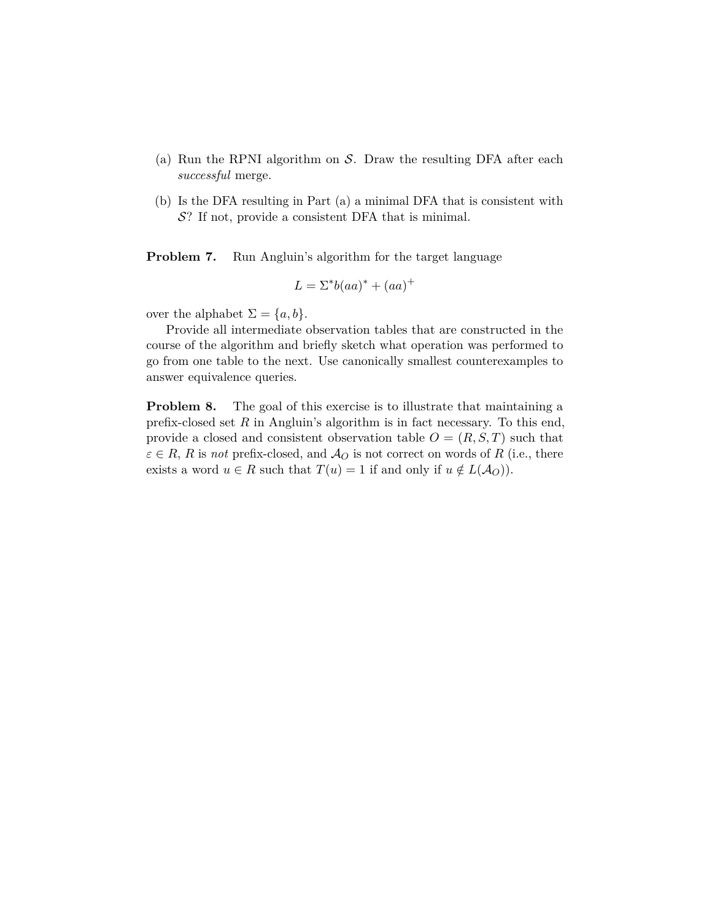(a) Run the RPNI algorithm on $\mathcal{S}$. Draw the resulting DFA after each *successful* merge.

(b) Is the DFA resulting in Part (a) a minimal DFA that is consistent with $\mathcal{S}$? If not, provide a consistent DFA that is minimal.

**Problem 7.** Run Angluin's algorithm for the target language

$$L = \Sigma^* b(aa)^* + (aa)^+$$

over the alphabet $\Sigma = \{a, b\}$.

Provide all intermediate observation tables that are constructed in the course of the algorithm and briefly sketch what operation was performed to go from one table to the next. Use canonically smallest counterexamples to answer equivalence queries.

**Problem 8.** The goal of this exercise is to illustrate that maintaining a prefix-closed set $R$ in Angluin's algorithm is in fact necessary. To this end, provide a closed and consistent observation table $O = (R, S, T)$ such that $\varepsilon \in R$, $R$ is *not* prefix-closed, and $\mathcal{A}_O$ is not correct on words of $R$ (i.e., there exists a word $u \in R$ such that $T(u) = 1$ if and only if $u \notin L(\mathcal{A}_O)$).